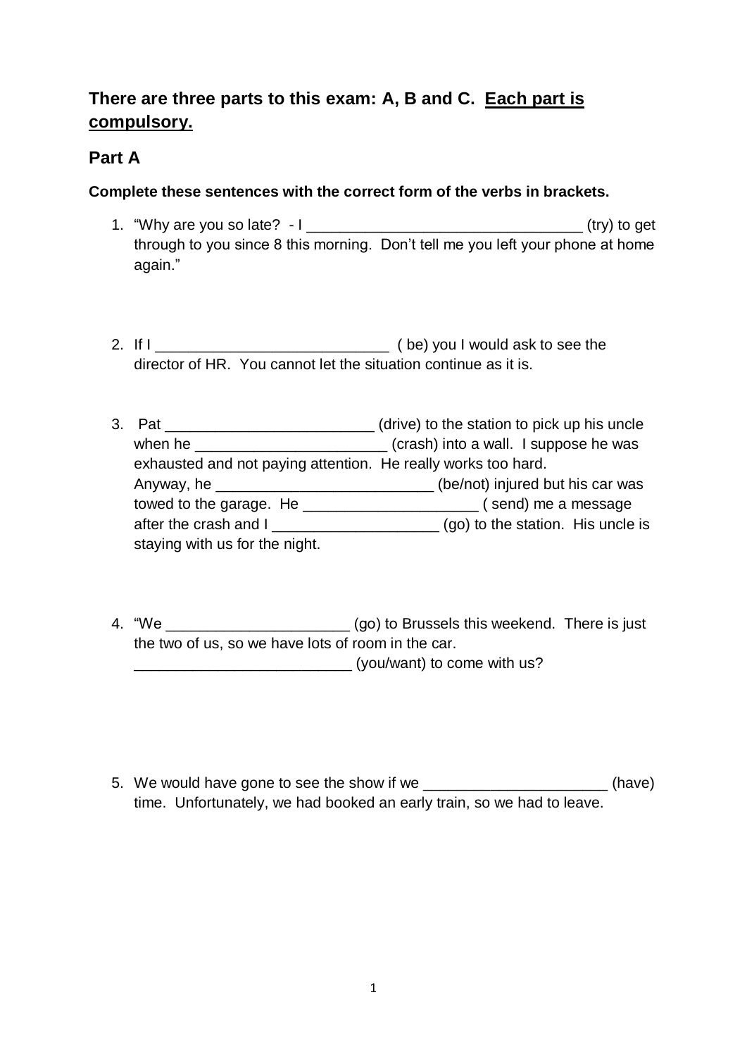## There are three parts to this exam: A, B and C. <u>Each part is compulsory.</u>

## Part A

**Complete these sentences with the correct form of the verbs in brackets.**

1. "Why are you so late? - I ________________________________ (try) to get through to you since 8 this morning. Don't tell me you left your phone at home again."

2. If I ___________________________ ( be) you I would ask to see the director of HR. You cannot let the situation continue as it is.

3. Pat ________________________ (drive) to the station to pick up his uncle when he ______________________ (crash) into a wall. I suppose he was exhausted and not paying attention. He really works too hard. Anyway, he _________________________ (be/not) injured but his car was towed to the garage. He ____________________ ( send) me a message after the crash and I ___________________ (go) to the station. His uncle is staying with us for the night.

4. "We _____________________ (go) to Brussels this weekend. There is just the two of us, so we have lots of room in the car. _________________________ (you/want) to come with us?

5. We would have gone to see the show if we _____________________ (have) time. Unfortunately, we had booked an early train, so we had to leave.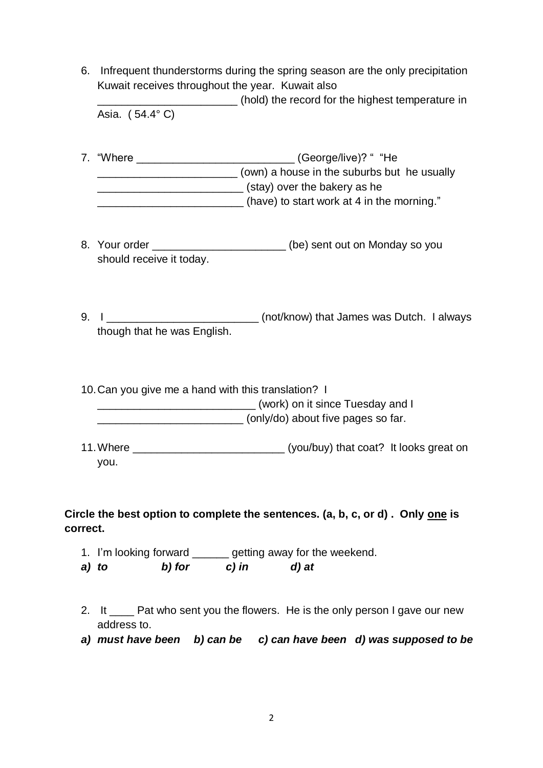6. Infrequent thunderstorms during the spring season are the only precipitation Kuwait receives throughout the year. Kuwait also _______________________ (hold) the record for the highest temperature in Asia. ( 54.4° C)

7. "Where __________________________ (George/live)? " "He _______________________ (own) a house in the suburbs but he usually ________________________ (stay) over the bakery as he ________________________ (have) to start work at 4 in the morning."

8. Your order ______________________ (be) sent out on Monday so you should receive it today.

9. I _________________________ (not/know) that James was Dutch. I always though that he was English.

10. Can you give me a hand with this translation? I __________________________ (work) on it since Tuesday and I ________________________ (only/do) about five pages so far.

11. Where _________________________ (you/buy) that coat? It looks great on you.

**Circle the best option to complete the sentences. (a, b, c, or d) . Only <u>one</u> is correct.**

1. I'm looking forward ______ getting away for the weekend.

***a) to b) for c) in d) at***

2. It ____ Pat who sent you the flowers. He is the only person I gave our new address to.

***a) must have been b) can be c) can have been d) was supposed to be***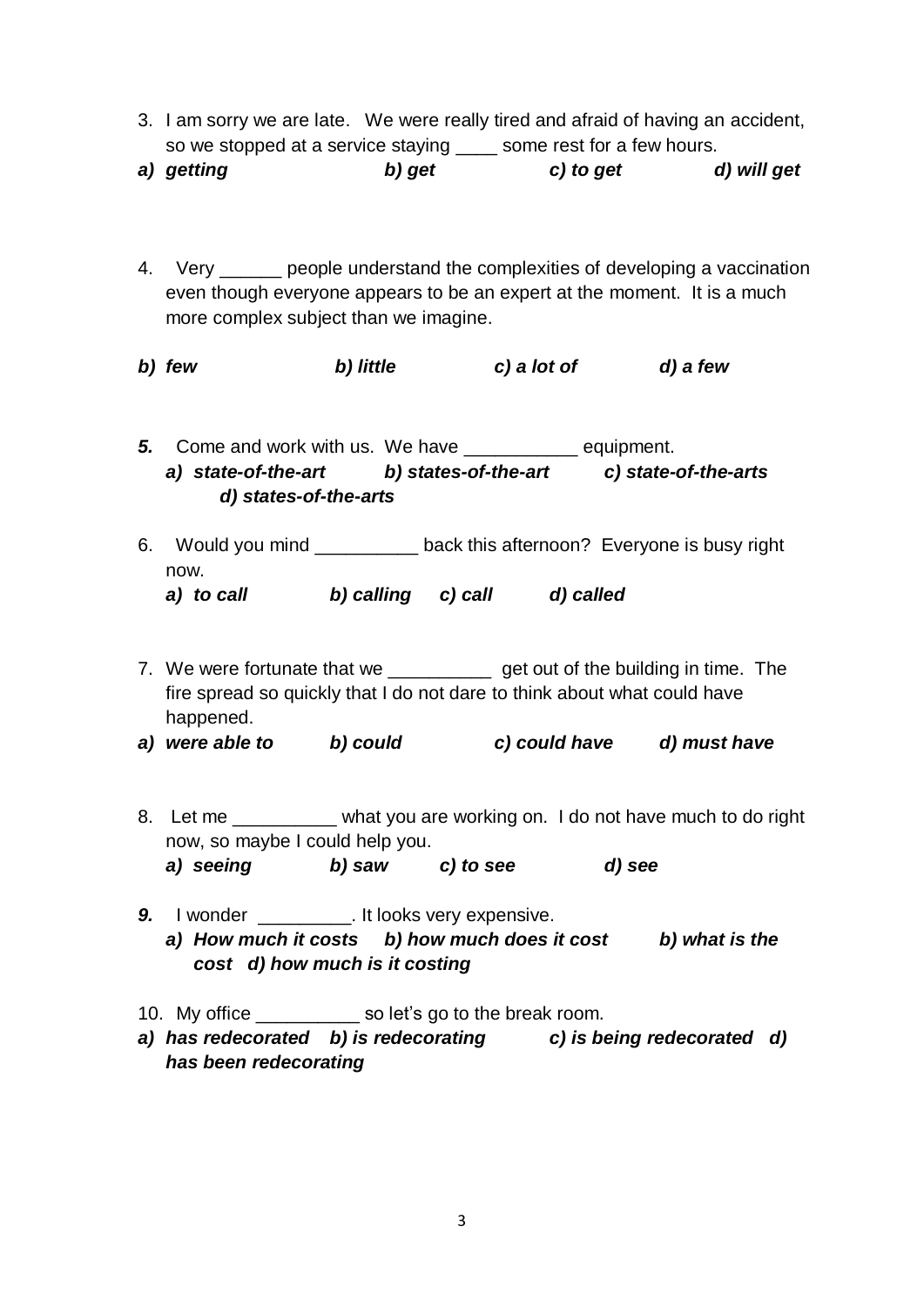3. I am sorry we are late. We were really tired and afraid of having an accident, so we stopped at a service staying ____ some rest for a few hours.

*a) getting* *b) get* *c) to get* *d) will get*

4. Very ______ people understand the complexities of developing a vaccination even though everyone appears to be an expert at the moment. It is a much more complex subject than we imagine.

*b) few* *b) little* *c) a lot of* *d) a few*

***5.*** Come and work with us. We have ___________ equipment.

*a) state-of-the-art* *b) states-of-the-art* *c) state-of-the-arts* *d) states-of-the-arts*

6. Would you mind __________ back this afternoon? Everyone is busy right now.

*a) to call* *b) calling* *c) call* *d) called*

7. We were fortunate that we __________ get out of the building in time. The fire spread so quickly that I do not dare to think about what could have happened.

*a) were able to* *b) could* *c) could have* *d) must have*

8. Let me __________ what you are working on. I do not have much to do right now, so maybe I could help you.

*a) seeing* *b) saw* *c) to see* *d) see*

***9.*** I wonder _________. It looks very expensive.

*a) How much it costs* *b) how much does it cost* *b) what is the cost* *d) how much is it costing*

10. My office __________ so let's go to the break room.

*a) has redecorated* *b) is redecorating* *c) is being redecorated* *d) has been redecorating*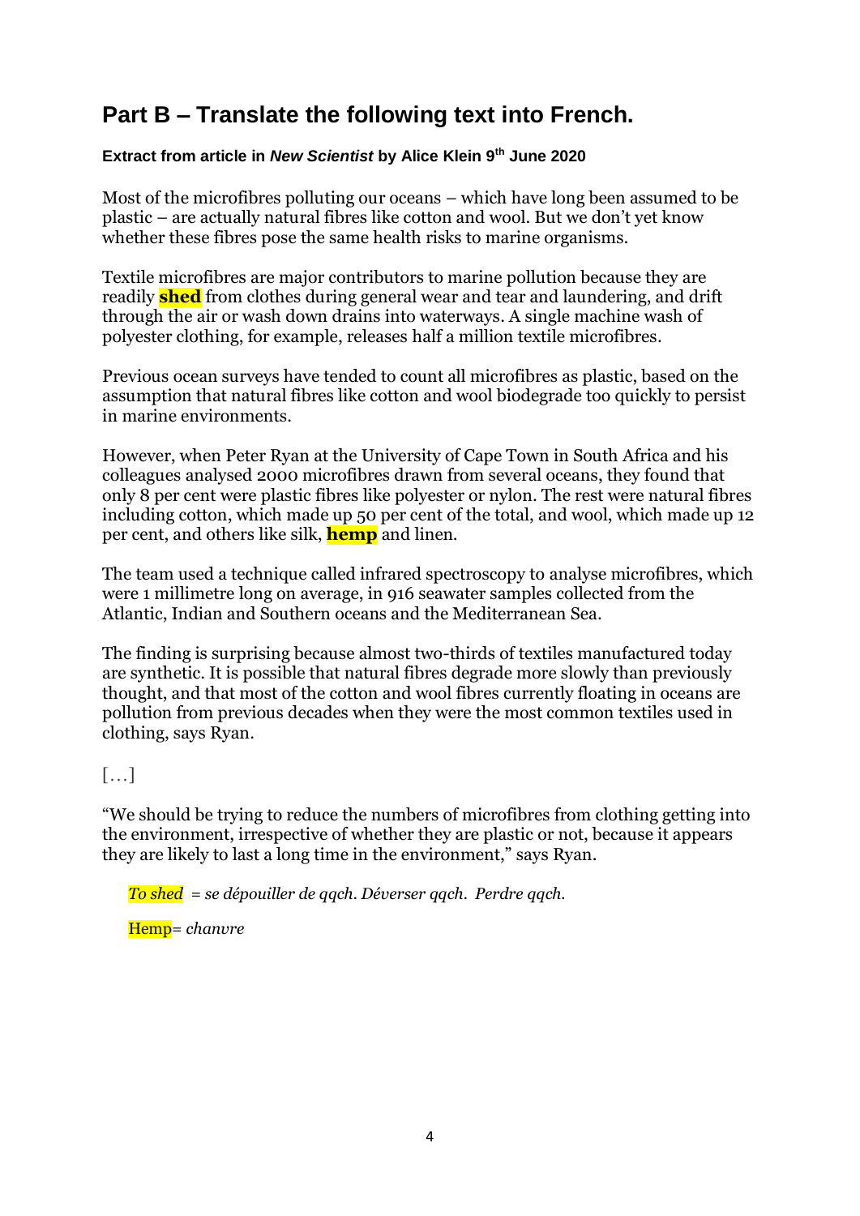## Part B – Translate the following text into French.

**Extract from article in *New Scientist* by Alice Klein 9th June 2020**

Most of the microfibres polluting our oceans – which have long been assumed to be plastic – are actually natural fibres like cotton and wool. But we don't yet know whether these fibres pose the same health risks to marine organisms.

Textile microfibres are major contributors to marine pollution because they are readily **shed** from clothes during general wear and tear and laundering, and drift through the air or wash down drains into waterways. A single machine wash of polyester clothing, for example, releases half a million textile microfibres.

Previous ocean surveys have tended to count all microfibres as plastic, based on the assumption that natural fibres like cotton and wool biodegrade too quickly to persist in marine environments.

However, when Peter Ryan at the University of Cape Town in South Africa and his colleagues analysed 2000 microfibres drawn from several oceans, they found that only 8 per cent were plastic fibres like polyester or nylon. The rest were natural fibres including cotton, which made up 50 per cent of the total, and wool, which made up 12 per cent, and others like silk, **hemp** and linen.

The team used a technique called infrared spectroscopy to analyse microfibres, which were 1 millimetre long on average, in 916 seawater samples collected from the Atlantic, Indian and Southern oceans and the Mediterranean Sea.

The finding is surprising because almost two-thirds of textiles manufactured today are synthetic. It is possible that natural fibres degrade more slowly than previously thought, and that most of the cotton and wool fibres currently floating in oceans are pollution from previous decades when they were the most common textiles used in clothing, says Ryan.

[…]

"We should be trying to reduce the numbers of microfibres from clothing getting into the environment, irrespective of whether they are plastic or not, because it appears they are likely to last a long time in the environment," says Ryan.

*To shed = se dépouiller de qqch. Déverser qqch. Perdre qqch.*

Hemp= *chanvre*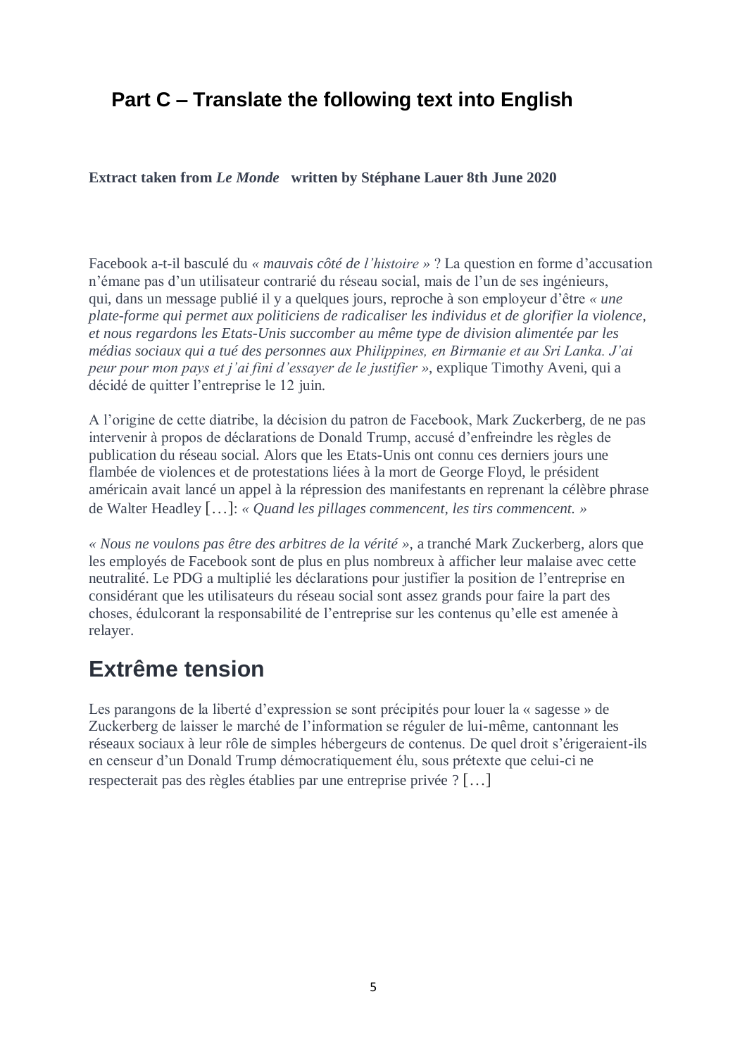## Part C – Translate the following text into English

**Extract taken from *Le Monde* written by Stéphane Lauer 8th June 2020**

Facebook a-t-il basculé du *« mauvais côté de l'histoire »* ? La question en forme d'accusation n'émane pas d'un utilisateur contrarié du réseau social, mais de l'un de ses ingénieurs, qui, dans un message publié il y a quelques jours, reproche à son employeur d'être *« une plate-forme qui permet aux politiciens de radicaliser les individus et de glorifier la violence, et nous regardons les Etats-Unis succomber au même type de division alimentée par les médias sociaux qui a tué des personnes aux Philippines, en Birmanie et au Sri Lanka. J'ai peur pour mon pays et j'ai fini d'essayer de le justifier »*, explique Timothy Aveni, qui a décidé de quitter l'entreprise le 12 juin.

A l'origine de cette diatribe, la décision du patron de Facebook, Mark Zuckerberg, de ne pas intervenir à propos de déclarations de Donald Trump, accusé d'enfreindre les règles de publication du réseau social. Alors que les Etats-Unis ont connu ces derniers jours une flambée de violences et de protestations liées à la mort de George Floyd, le président américain avait lancé un appel à la répression des manifestants en reprenant la célèbre phrase de Walter Headley […]: *« Quand les pillages commencent, les tirs commencent. »*

*« Nous ne voulons pas être des arbitres de la vérité »*, a tranché Mark Zuckerberg, alors que les employés de Facebook sont de plus en plus nombreux à afficher leur malaise avec cette neutralité. Le PDG a multiplié les déclarations pour justifier la position de l'entreprise en considérant que les utilisateurs du réseau social sont assez grands pour faire la part des choses, édulcorant la responsabilité de l'entreprise sur les contenus qu'elle est amenée à relayer.

# Extrême tension

Les parangons de la liberté d'expression se sont précipités pour louer la « sagesse » de Zuckerberg de laisser le marché de l'information se réguler de lui-même, cantonnant les réseaux sociaux à leur rôle de simples hébergeurs de contenus. De quel droit s'érigeraient-ils en censeur d'un Donald Trump démocratiquement élu, sous prétexte que celui-ci ne respecterait pas des règles établies par une entreprise privée ? […]